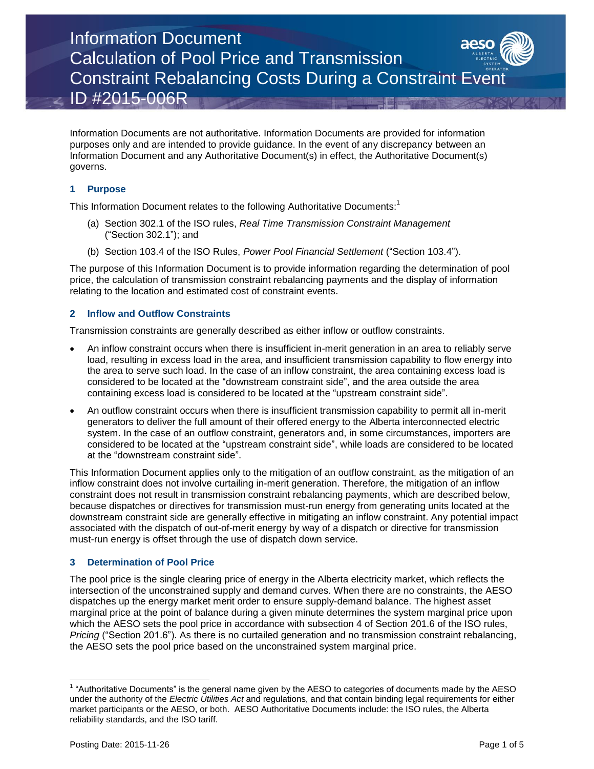# Information Document
# Calculation of Pool Price and Transmission Constraint Rebalancing Costs During a Constraint Event
# ID #2015-006R

Information Documents are not authoritative. Information Documents are provided for information purposes only and are intended to provide guidance. In the event of any discrepancy between an Information Document and any Authoritative Document(s) in effect, the Authoritative Document(s) governs.

## 1 Purpose

This Information Document relates to the following Authoritative Documents:[1]

(a) Section 302.1 of the ISO rules, *Real Time Transmission Constraint Management* ("Section 302.1"); and

(b) Section 103.4 of the ISO Rules, *Power Pool Financial Settlement* ("Section 103.4").

The purpose of this Information Document is to provide information regarding the determination of pool price, the calculation of transmission constraint rebalancing payments and the display of information relating to the location and estimated cost of constraint events.

## 2 Inflow and Outflow Constraints

Transmission constraints are generally described as either inflow or outflow constraints.

- An inflow constraint occurs when there is insufficient in-merit generation in an area to reliably serve load, resulting in excess load in the area, and insufficient transmission capability to flow energy into the area to serve such load. In the case of an inflow constraint, the area containing excess load is considered to be located at the "downstream constraint side", and the area outside the area containing excess load is considered to be located at the "upstream constraint side".
- An outflow constraint occurs when there is insufficient transmission capability to permit all in-merit generators to deliver the full amount of their offered energy to the Alberta interconnected electric system. In the case of an outflow constraint, generators and, in some circumstances, importers are considered to be located at the "upstream constraint side", while loads are considered to be located at the "downstream constraint side".

This Information Document applies only to the mitigation of an outflow constraint, as the mitigation of an inflow constraint does not involve curtailing in-merit generation. Therefore, the mitigation of an inflow constraint does not result in transmission constraint rebalancing payments, which are described below, because dispatches or directives for transmission must-run energy from generating units located at the downstream constraint side are generally effective in mitigating an inflow constraint. Any potential impact associated with the dispatch of out-of-merit energy by way of a dispatch or directive for transmission must-run energy is offset through the use of dispatch down service.

## 3 Determination of Pool Price

The pool price is the single clearing price of energy in the Alberta electricity market, which reflects the intersection of the unconstrained supply and demand curves. When there are no constraints, the AESO dispatches up the energy market merit order to ensure supply-demand balance. The highest asset marginal price at the point of balance during a given minute determines the system marginal price upon which the AESO sets the pool price in accordance with subsection 4 of Section 201.6 of the ISO rules, *Pricing* ("Section 201.6"). As there is no curtailed generation and no transmission constraint rebalancing, the AESO sets the pool price based on the unconstrained system marginal price.

[1] "Authoritative Documents" is the general name given by the AESO to categories of documents made by the AESO under the authority of the *Electric Utilities Act* and regulations, and that contain binding legal requirements for either market participants or the AESO, or both. AESO Authoritative Documents include: the ISO rules, the Alberta reliability standards, and the ISO tariff.

Posting Date: 2015-11-26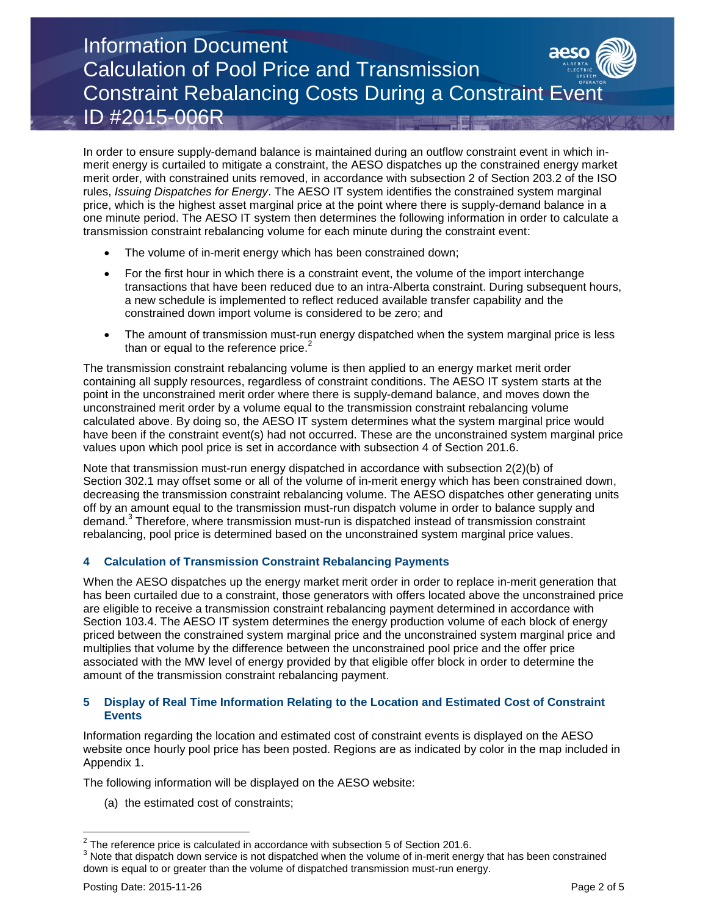In order to ensure supply-demand balance is maintained during an outflow constraint event in which in-merit energy is curtailed to mitigate a constraint, the AESO dispatches up the constrained energy market merit order, with constrained units removed, in accordance with subsection 2 of Section 203.2 of the ISO rules, *Issuing Dispatches for Energy*. The AESO IT system identifies the constrained system marginal price, which is the highest asset marginal price at the point where there is supply-demand balance in a one minute period. The AESO IT system then determines the following information in order to calculate a transmission constraint rebalancing volume for each minute during the constraint event:

- The volume of in-merit energy which has been constrained down;
- For the first hour in which there is a constraint event, the volume of the import interchange transactions that have been reduced due to an intra-Alberta constraint. During subsequent hours, a new schedule is implemented to reflect reduced available transfer capability and the constrained down import volume is considered to be zero; and
- The amount of transmission must-run energy dispatched when the system marginal price is less than or equal to the reference price.[2]

The transmission constraint rebalancing volume is then applied to an energy market merit order containing all supply resources, regardless of constraint conditions. The AESO IT system starts at the point in the unconstrained merit order where there is supply-demand balance, and moves down the unconstrained merit order by a volume equal to the transmission constraint rebalancing volume calculated above. By doing so, the AESO IT system determines what the system marginal price would have been if the constraint event(s) had not occurred. These are the unconstrained system marginal price values upon which pool price is set in accordance with subsection 4 of Section 201.6.

Note that transmission must-run energy dispatched in accordance with subsection 2(2)(b) of Section 302.1 may offset some or all of the volume of in-merit energy which has been constrained down, decreasing the transmission constraint rebalancing volume. The AESO dispatches other generating units off by an amount equal to the transmission must-run dispatch volume in order to balance supply and demand.[3] Therefore, where transmission must-run is dispatched instead of transmission constraint rebalancing, pool price is determined based on the unconstrained system marginal price values.

## 4 Calculation of Transmission Constraint Rebalancing Payments

When the AESO dispatches up the energy market merit order in order to replace in-merit generation that has been curtailed due to a constraint, those generators with offers located above the unconstrained price are eligible to receive a transmission constraint rebalancing payment determined in accordance with Section 103.4. The AESO IT system determines the energy production volume of each block of energy priced between the constrained system marginal price and the unconstrained system marginal price and multiplies that volume by the difference between the unconstrained pool price and the offer price associated with the MW level of energy provided by that eligible offer block in order to determine the amount of the transmission constraint rebalancing payment.

## 5 Display of Real Time Information Relating to the Location and Estimated Cost of Constraint Events

Information regarding the location and estimated cost of constraint events is displayed on the AESO website once hourly pool price has been posted. Regions are as indicated by color in the map included in Appendix 1.

The following information will be displayed on the AESO website:

(a) the estimated cost of constraints;

---

[2] The reference price is calculated in accordance with subsection 5 of Section 201.6.

[3] Note that dispatch down service is not dispatched when the volume of in-merit energy that has been constrained down is equal to or greater than the volume of dispatched transmission must-run energy.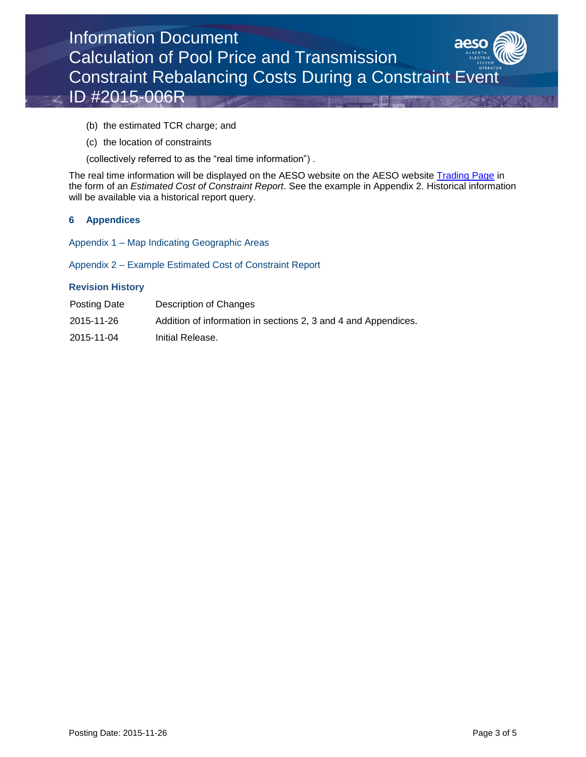(b) the estimated TCR charge; and

(c) the location of constraints

(collectively referred to as the "real time information") .

The real time information will be displayed on the AESO website on the AESO website Trading Page in the form of an *Estimated Cost of Constraint Report*. See the example in Appendix 2. Historical information will be available via a historical report query.

## 6 Appendices

Appendix 1 – Map Indicating Geographic Areas

Appendix 2 – Example Estimated Cost of Constraint Report

### Revision History

| Posting Date | Description of Changes |
| --- | --- |
| 2015-11-26 | Addition of information in sections 2, 3 and 4 and Appendices. |
| 2015-11-04 | Initial Release. |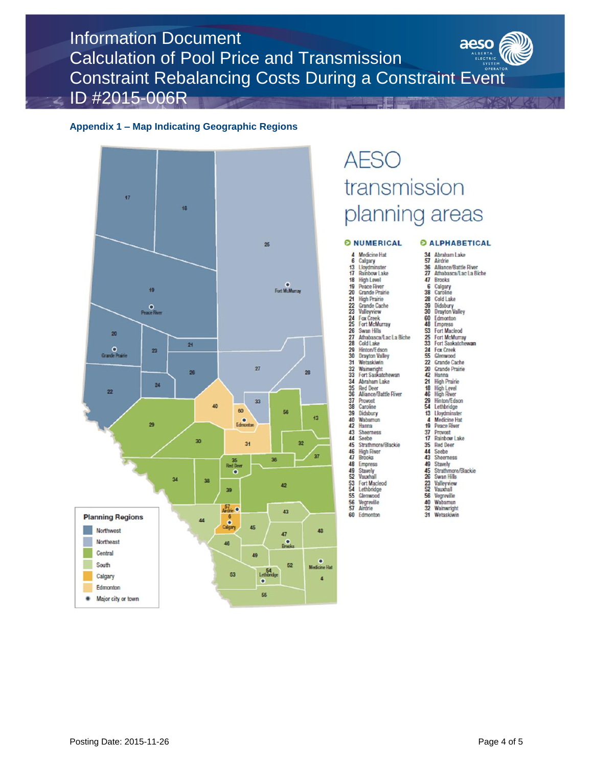## Appendix 1 – Map Indicating Geographic Regions

# AESO transmission planning areas

**Planning Regions**

- Northwest
- Northeast
- Central
- South
- Calgary
- Edmonton
- Major city or town

### NUMERICAL

4 Medicine Hat
6 Calgary
13 Lloydminster
17 Rainbow Lake
18 High Level
19 Peace River
20 Grande Prairie
21 High Prairie
22 Grande Cache
23 Valleyview
24 Fox Creek
25 Fort McMurray
26 Swan Hills
27 Athabasca/Lac La Biche
28 Cold Lake
29 Hinton/Edson
30 Drayton Valley
31 Wetaskiwin
32 Wainwright
33 Fort Saskatchewan
34 Abraham Lake
35 Red Deer
36 Alliance/Battle River
37 Provost
38 Caroline
39 Didsbury
40 Wabamun
42 Hanna
43 Sheerness
44 Seebe
45 Strathmore/Blackie
46 High River
47 Brooks
48 Empress
49 Stavely
52 Vauxhall
53 Fort Macleod
54 Lethbridge
55 Glenwood
56 Vegreville
57 Airdrie
60 Edmonton

### ALPHABETICAL

34 Abraham Lake
57 Airdrie
36 Alliance/Battle River
27 Athabasca/Lac La Biche
47 Brooks
6 Calgary
38 Caroline
28 Cold Lake
39 Didsbury
30 Drayton Valley
60 Edmonton
48 Empress
53 Fort Macleod
25 Fort McMurray
33 Fort Saskatchewan
24 Fox Creek
55 Glenwood
22 Grande Cache
20 Grande Prairie
42 Hanna
21 High Prairie
18 High Level
46 High River
29 Hinton/Edson
54 Lethbridge
13 Lloydminster
4 Medicine Hat
19 Peace River
37 Provost
17 Rainbow Lake
35 Red Deer
44 Seebe
43 Sheerness
49 Stavely
45 Strathmore/Blackie
26 Swan Hills
23 Valleyview
52 Vauxhall
56 Vegreville
40 Wabamun
32 Wainwright
31 Wetaskiwin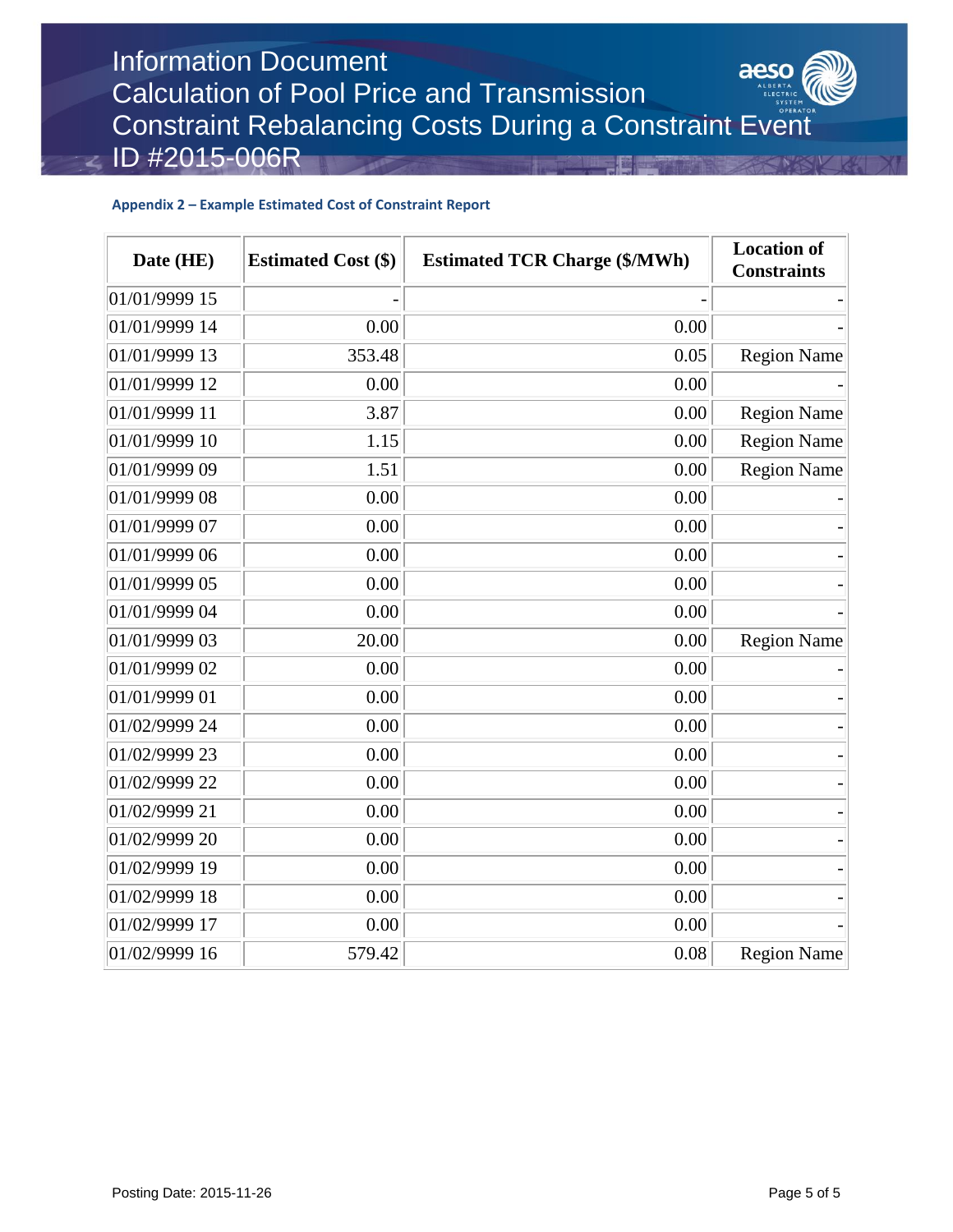#### Appendix 2 – Example Estimated Cost of Constraint Report

| Date (HE) | Estimated Cost ($) | Estimated TCR Charge ($/MWh) | Location of Constraints |
|---|---|---|---|
| 01/01/9999 15 | - | - | - |
| 01/01/9999 14 | 0.00 | 0.00 | - |
| 01/01/9999 13 | 353.48 | 0.05 | Region Name |
| 01/01/9999 12 | 0.00 | 0.00 | - |
| 01/01/9999 11 | 3.87 | 0.00 | Region Name |
| 01/01/9999 10 | 1.15 | 0.00 | Region Name |
| 01/01/9999 09 | 1.51 | 0.00 | Region Name |
| 01/01/9999 08 | 0.00 | 0.00 | - |
| 01/01/9999 07 | 0.00 | 0.00 | - |
| 01/01/9999 06 | 0.00 | 0.00 | - |
| 01/01/9999 05 | 0.00 | 0.00 | - |
| 01/01/9999 04 | 0.00 | 0.00 | - |
| 01/01/9999 03 | 20.00 | 0.00 | Region Name |
| 01/01/9999 02 | 0.00 | 0.00 | - |
| 01/01/9999 01 | 0.00 | 0.00 | - |
| 01/02/9999 24 | 0.00 | 0.00 | - |
| 01/02/9999 23 | 0.00 | 0.00 | - |
| 01/02/9999 22 | 0.00 | 0.00 | - |
| 01/02/9999 21 | 0.00 | 0.00 | - |
| 01/02/9999 20 | 0.00 | 0.00 | - |
| 01/02/9999 19 | 0.00 | 0.00 | - |
| 01/02/9999 18 | 0.00 | 0.00 | - |
| 01/02/9999 17 | 0.00 | 0.00 | - |
| 01/02/9999 16 | 579.42 | 0.08 | Region Name |